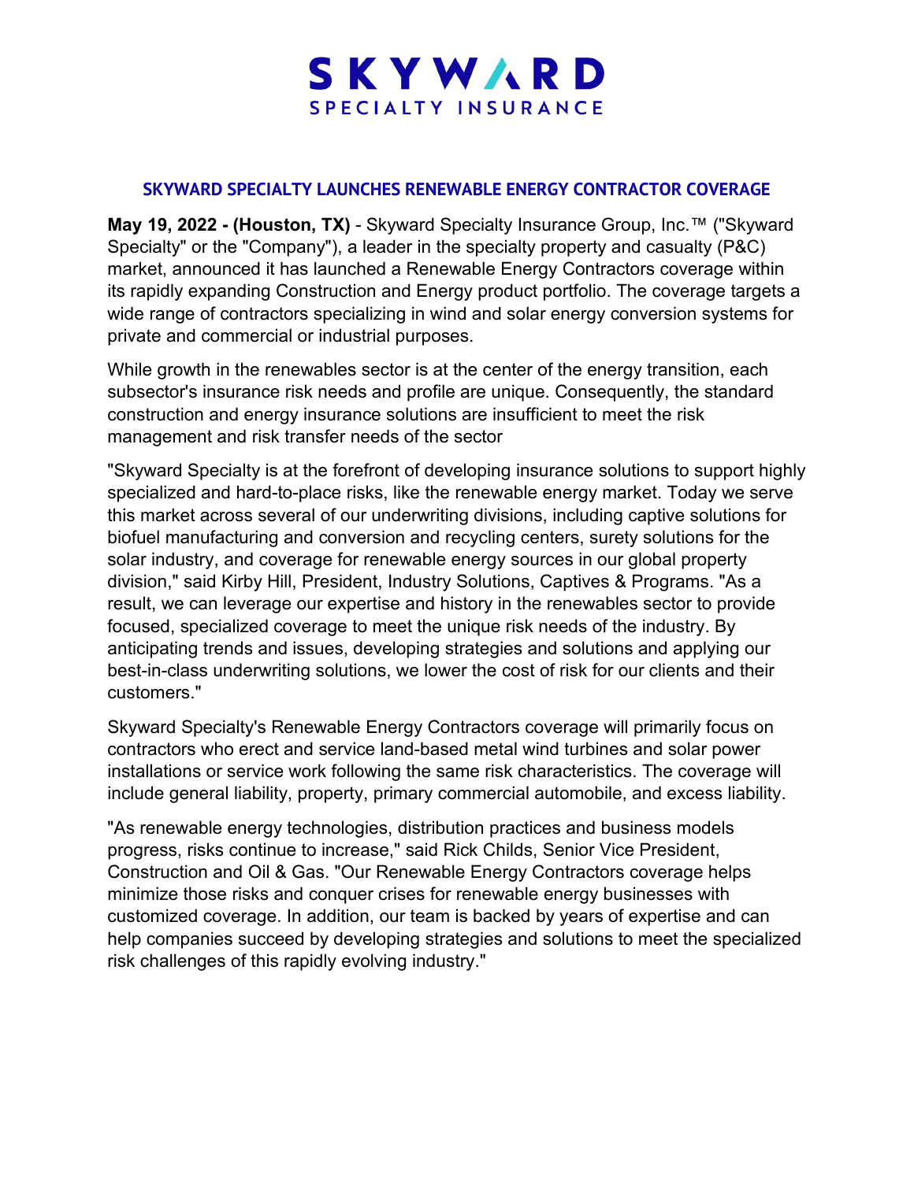# SKYWARD SPECIALTY INSURANCE

## SKYWARD SPECIALTY LAUNCHES RENEWABLE ENERGY CONTRACTOR COVERAGE

**May 19, 2022 - (Houston, TX)** - Skyward Specialty Insurance Group, Inc.™ ("Skyward Specialty" or the "Company"), a leader in the specialty property and casualty (P&C) market, announced it has launched a Renewable Energy Contractors coverage within its rapidly expanding Construction and Energy product portfolio. The coverage targets a wide range of contractors specializing in wind and solar energy conversion systems for private and commercial or industrial purposes.

While growth in the renewables sector is at the center of the energy transition, each subsector's insurance risk needs and profile are unique. Consequently, the standard construction and energy insurance solutions are insufficient to meet the risk management and risk transfer needs of the sector

"Skyward Specialty is at the forefront of developing insurance solutions to support highly specialized and hard-to-place risks, like the renewable energy market. Today we serve this market across several of our underwriting divisions, including captive solutions for biofuel manufacturing and conversion and recycling centers, surety solutions for the solar industry, and coverage for renewable energy sources in our global property division," said Kirby Hill, President, Industry Solutions, Captives & Programs. "As a result, we can leverage our expertise and history in the renewables sector to provide focused, specialized coverage to meet the unique risk needs of the industry. By anticipating trends and issues, developing strategies and solutions and applying our best-in-class underwriting solutions, we lower the cost of risk for our clients and their customers."

Skyward Specialty's Renewable Energy Contractors coverage will primarily focus on contractors who erect and service land-based metal wind turbines and solar power installations or service work following the same risk characteristics. The coverage will include general liability, property, primary commercial automobile, and excess liability.

"As renewable energy technologies, distribution practices and business models progress, risks continue to increase," said Rick Childs, Senior Vice President, Construction and Oil & Gas. "Our Renewable Energy Contractors coverage helps minimize those risks and conquer crises for renewable energy businesses with customized coverage. In addition, our team is backed by years of expertise and can help companies succeed by developing strategies and solutions to meet the specialized risk challenges of this rapidly evolving industry."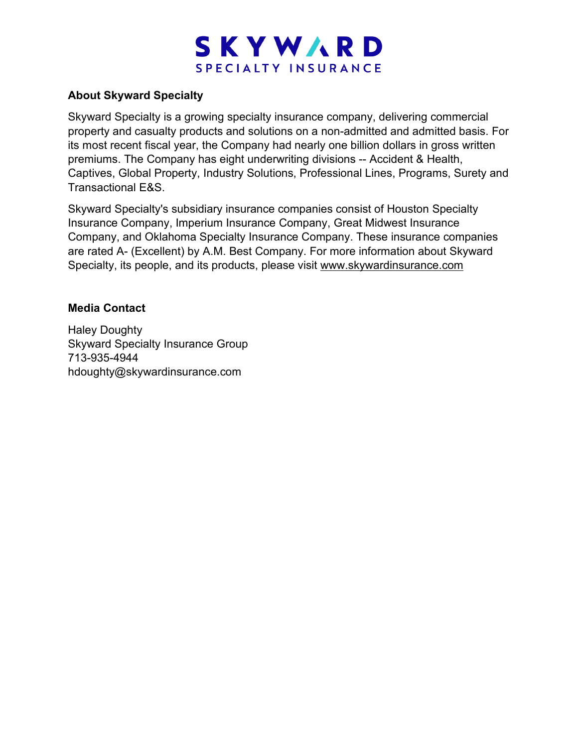SKYWARD
SPECIALTY INSURANCE

**About Skyward Specialty**

Skyward Specialty is a growing specialty insurance company, delivering commercial property and casualty products and solutions on a non-admitted and admitted basis. For its most recent fiscal year, the Company had nearly one billion dollars in gross written premiums. The Company has eight underwriting divisions -- Accident & Health, Captives, Global Property, Industry Solutions, Professional Lines, Programs, Surety and Transactional E&S.

Skyward Specialty's subsidiary insurance companies consist of Houston Specialty Insurance Company, Imperium Insurance Company, Great Midwest Insurance Company, and Oklahoma Specialty Insurance Company. These insurance companies are rated A- (Excellent) by A.M. Best Company. For more information about Skyward Specialty, its people, and its products, please visit www.skywardinsurance.com

**Media Contact**

Haley Doughty
Skyward Specialty Insurance Group
713-935-4944
hdoughty@skywardinsurance.com